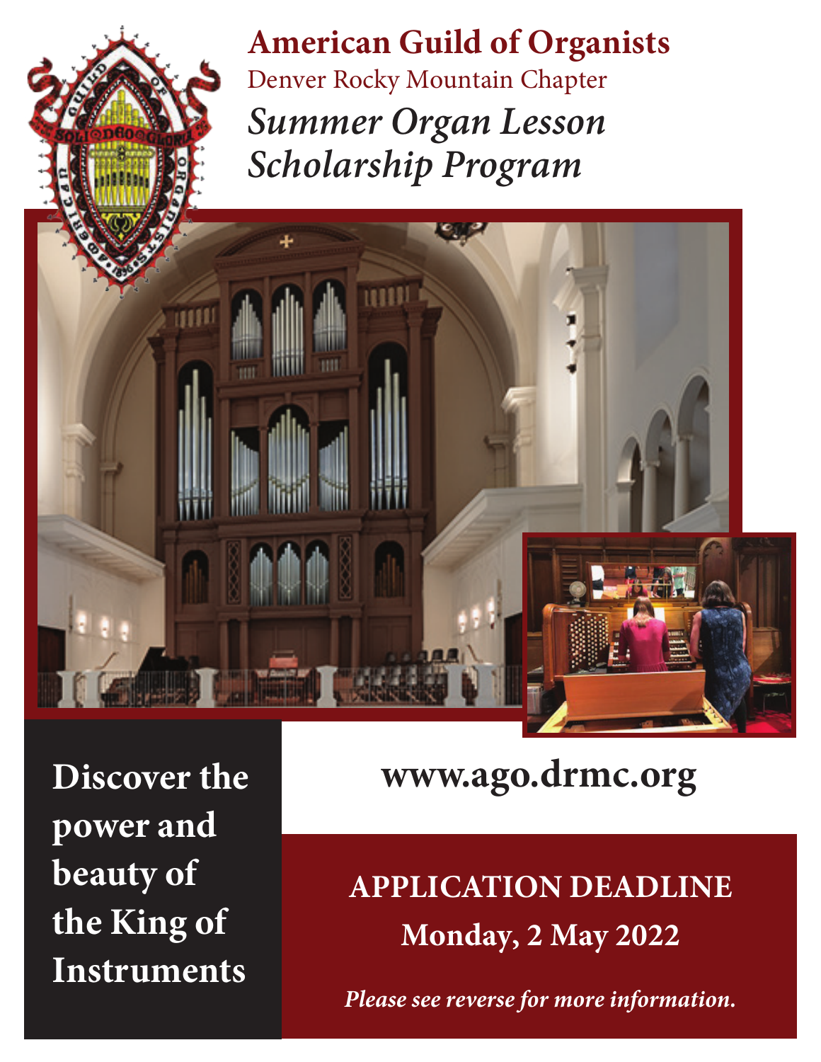# American Guild of Organists

Denver Rocky Mountain Chapter

## *Summer Organ Lesson Scholarship Program*

**Discover the power and beauty of the King of Instruments**

**www.ago.drmc.org**

**APPLICATION DEADLINE**

**Monday, 2 May 2022**

***Please see reverse for more information.***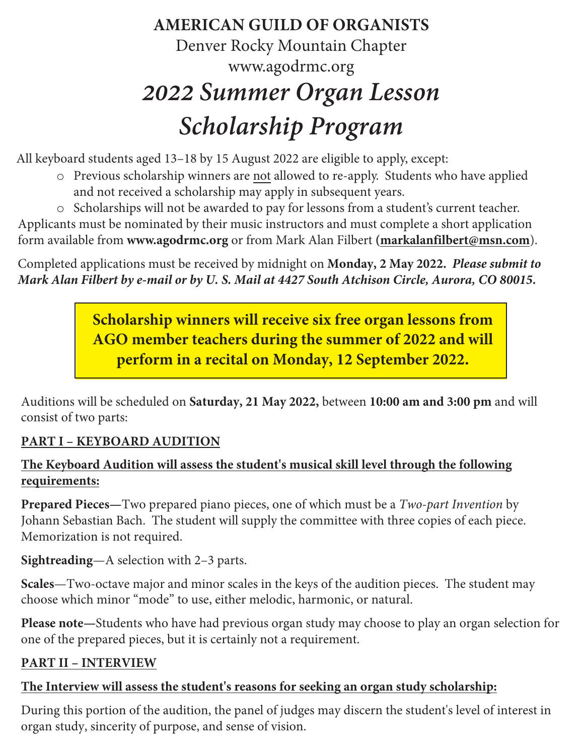# AMERICAN GUILD OF ORGANISTS

Denver Rocky Mountain Chapter

www.agodrmc.org

# *2022 Summer Organ Lesson Scholarship Program*

All keyboard students aged 13–18 by 15 August 2022 are eligible to apply, except:

- Previous scholarship winners are not allowed to re-apply. Students who have applied and not received a scholarship may apply in subsequent years.
- Scholarships will not be awarded to pay for lessons from a student's current teacher.

Applicants must be nominated by their music instructors and must complete a short application form available from **www.agodrmc.org** or from Mark Alan Filbert (**markalanfilbert@msn.com**).

Completed applications must be received by midnight on **Monday, 2 May 2022.** ***Please submit to Mark Alan Filbert by e-mail or by U. S. Mail at 4427 South Atchison Circle, Aurora, CO 80015.***

**Scholarship winners will receive six free organ lessons from AGO member teachers during the summer of 2022 and will perform in a recital on Monday, 12 September 2022.**

Auditions will be scheduled on **Saturday, 21 May 2022,** between **10:00 am and 3:00 pm** and will consist of two parts:

## PART I – KEYBOARD AUDITION

**The Keyboard Audition will assess the student's musical skill level through the following requirements:**

**Prepared Pieces—**Two prepared piano pieces, one of which must be a *Two-part Invention* by Johann Sebastian Bach. The student will supply the committee with three copies of each piece. Memorization is not required.

**Sightreading**—A selection with 2–3 parts.

**Scales**—Two-octave major and minor scales in the keys of the audition pieces. The student may choose which minor "mode" to use, either melodic, harmonic, or natural.

**Please note—**Students who have had previous organ study may choose to play an organ selection for one of the prepared pieces, but it is certainly not a requirement.

## PART II – INTERVIEW

**The Interview will assess the student's reasons for seeking an organ study scholarship:**

During this portion of the audition, the panel of judges may discern the student's level of interest in organ study, sincerity of purpose, and sense of vision.